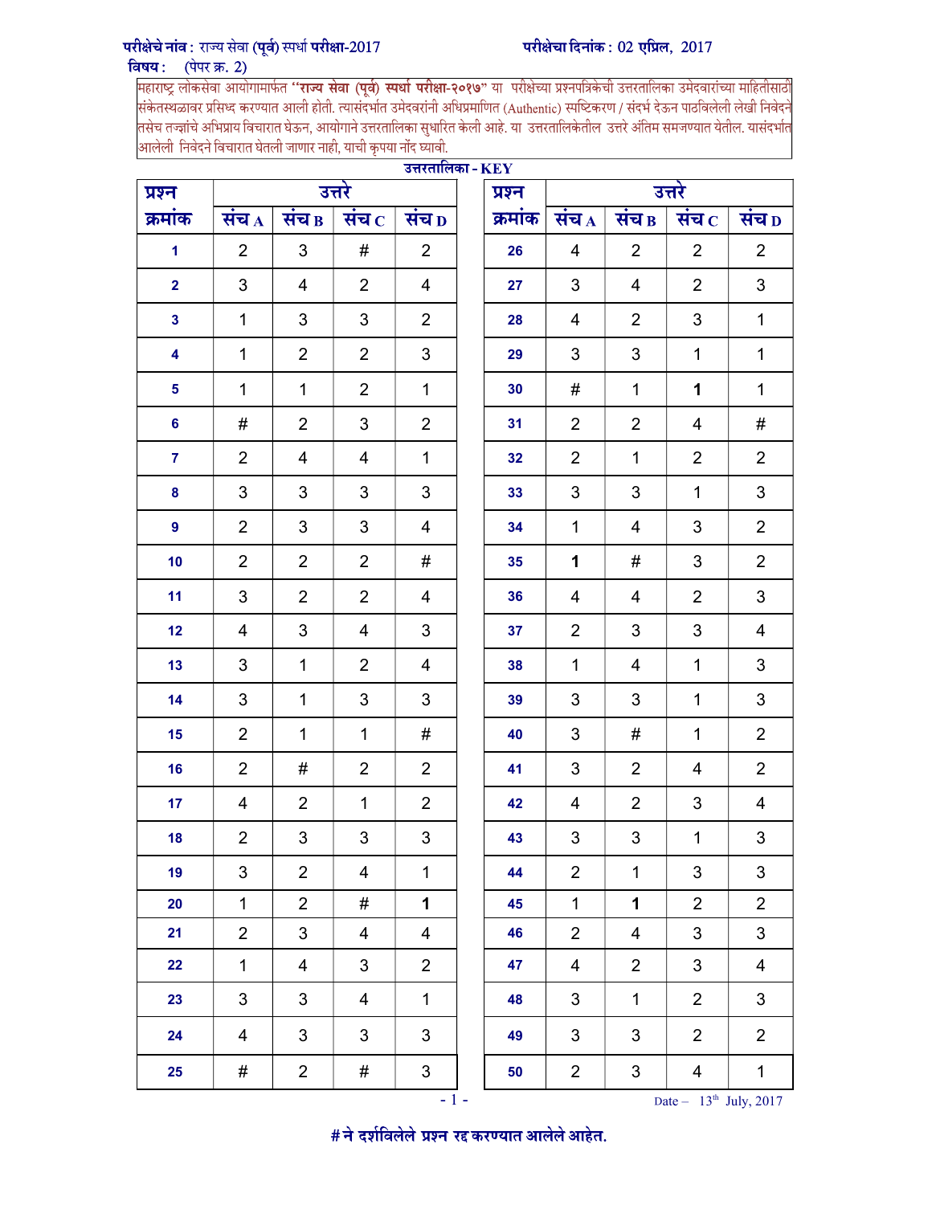**परीक्षेचे नांव :** राज्य सेवा (पूर्व) स्पर्धा **परीक्षा**-2017 **परीक्षेचा दिनांक :** 02 एप्रिल, 2017

**विषय :** (पेपर क्र. 2)

महाराष्ट्र लोकसेवा आयोगामार्फत **"राज्य सेवा (पूर्व) स्पर्धा परीक्षा-२०१७"** या परीक्षेच्या प्रश्नपत्रिकेची उत्तरतालिका उमेदवारांच्या माहितीसाठी संकेतस्थळावर प्रसिध्द करण्यात आली होती. त्यासंदर्भात उमेदवारांनी अधिप्रमाणित (Authentic) स्पष्टिकरण / संदर्भ देऊन पाठविलेली लेखी निवेदने तसेच तज्ज्ञांचे अभिप्राय विचारात घेऊन, आयोगाने उत्तरतालिका सुधारित केली आहे. या उत्तरतालिकेतील उत्तरे अंतिम समजण्यात येतील. यासंदर्भात आलेली निवेदने विचारात घेतली जाणार नाही, याची कृपया नोंद घ्यावी.

**उत्तरतालिका - KEY**

| प्रश्न क्रमांक | उत्तरे संच A | संच B | संच C | संच D |
|---|---|---|---|---|
| 1 | 2 | 3 | # | 2 |
| 2 | 3 | 4 | 2 | 4 |
| 3 | 1 | 3 | 3 | 2 |
| 4 | 1 | 2 | 2 | 3 |
| 5 | 1 | 1 | 2 | 1 |
| 6 | # | 2 | 3 | 2 |
| 7 | 2 | 4 | 4 | 1 |
| 8 | 3 | 3 | 3 | 3 |
| 9 | 2 | 3 | 3 | 4 |
| 10 | 2 | 2 | 2 | # |
| 11 | 3 | 2 | 2 | 4 |
| 12 | 4 | 3 | 4 | 3 |
| 13 | 3 | 1 | 2 | 4 |
| 14 | 3 | 1 | 3 | 3 |
| 15 | 2 | 1 | 1 | # |
| 16 | 2 | # | 2 | 2 |
| 17 | 4 | 2 | 1 | 2 |
| 18 | 2 | 3 | 3 | 3 |
| 19 | 3 | 2 | 4 | 1 |
| 20 | 1 | 2 | # | 1 |
| 21 | 2 | 3 | 4 | 4 |
| 22 | 1 | 4 | 3 | 2 |
| 23 | 3 | 3 | 4 | 1 |
| 24 | 4 | 3 | 3 | 3 |
| 25 | # | 2 | # | 3 |
| 26 | 4 | 2 | 2 | 2 |
| 27 | 3 | 4 | 2 | 3 |
| 28 | 4 | 2 | 3 | 1 |
| 29 | 3 | 3 | 1 | 1 |
| 30 | # | 1 | 1 | 1 |
| 31 | 2 | 2 | 4 | # |
| 32 | 2 | 1 | 2 | 2 |
| 33 | 3 | 3 | 1 | 3 |
| 34 | 1 | 4 | 3 | 2 |
| 35 | 1 | # | 3 | 2 |
| 36 | 4 | 4 | 2 | 3 |
| 37 | 2 | 3 | 3 | 4 |
| 38 | 1 | 4 | 1 | 3 |
| 39 | 3 | 3 | 1 | 3 |
| 40 | 3 | # | 1 | 2 |
| 41 | 3 | 2 | 4 | 2 |
| 42 | 4 | 2 | 3 | 4 |
| 43 | 3 | 3 | 1 | 3 |
| 44 | 2 | 1 | 3 | 3 |
| 45 | 1 | 1 | 2 | 2 |
| 46 | 2 | 4 | 3 | 3 |
| 47 | 4 | 2 | 3 | 4 |
| 48 | 3 | 1 | 2 | 3 |
| 49 | 3 | 3 | 2 | 2 |
| 50 | 2 | 3 | 4 | 1 |

Date – 13th July, 2017

**# ने दर्शविलेले प्रश्न रद्द करण्यात आलेले आहेत.**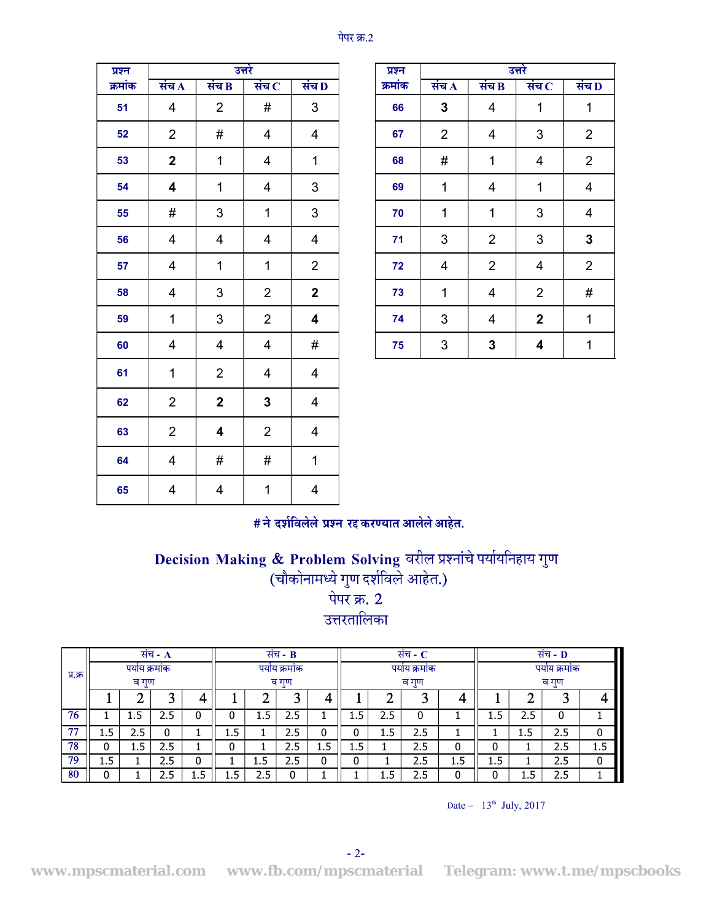पेपर क्र.2

| प्रश्न क्रमांक | उत्तरे संच A | संच B | संच C | संच D |
|---|---|---|---|---|
| 51 | 4 | 2 | # | 3 |
| 52 | 2 | # | 4 | 4 |
| 53 | **2** | 1 | 4 | 1 |
| 54 | **4** | 1 | 4 | 3 |
| 55 | # | 3 | 1 | 3 |
| 56 | 4 | 4 | 4 | 4 |
| 57 | 4 | 1 | 1 | 2 |
| 58 | 4 | 3 | 2 | **2** |
| 59 | 1 | 3 | 2 | **4** |
| 60 | 4 | 4 | 4 | # |
| 61 | 1 | 2 | 4 | 4 |
| 62 | 2 | **2** | **3** | 4 |
| 63 | 2 | **4** | 2 | 4 |
| 64 | 4 | # | # | 1 |
| 65 | 4 | 4 | 1 | 4 |

| प्रश्न क्रमांक | उत्तरे संच A | संच B | संच C | संच D |
|---|---|---|---|---|
| 66 | **3** | 4 | 1 | 1 |
| 67 | 2 | 4 | 3 | 2 |
| 68 | # | 1 | 4 | 2 |
| 69 | 1 | 4 | 1 | 4 |
| 70 | 1 | 1 | 3 | 4 |
| 71 | 3 | 2 | 3 | **3** |
| 72 | 4 | 2 | 4 | 2 |
| 73 | 1 | 4 | 2 | # |
| 74 | 3 | 4 | **2** | 1 |
| 75 | 3 | **3** | **4** | 1 |

**# ने दर्शविलेले प्रश्न रद्द करण्यात आलेले आहेत.**

## Decision Making & Problem Solving वरील प्रश्नांचे पर्यायनिहाय गुण
(चौकोनामध्ये गुण दर्शविले आहेत.)

पेपर क्र. 2

उत्तरतालिका

| प्र.क्र | संच - A पर्याय क्रमांक व गुण | | | | संच - B पर्याय क्रमांक व गुण | | | | संच - C पर्याय क्रमांक व गुण | | | | संच - D पर्याय क्रमांक व गुण | | | |
|---|---|---|---|---|---|---|---|---|---|---|---|---|---|---|---|---|
| | 1 | 2 | 3 | 4 | 1 | 2 | 3 | 4 | 1 | 2 | 3 | 4 | 1 | 2 | 3 | 4 |
| 76 | 1 | 1.5 | 2.5 | 0 | 0 | 1.5 | 2.5 | 1 | 1.5 | 2.5 | 0 | 1 | 1.5 | 2.5 | 0 | 1 |
| 77 | 1.5 | 2.5 | 0 | 1 | 1.5 | 1 | 2.5 | 0 | 0 | 1.5 | 2.5 | 1 | 1 | 1.5 | 2.5 | 0 |
| 78 | 0 | 1.5 | 2.5 | 1 | 0 | 1 | 2.5 | 1.5 | 1.5 | 1 | 2.5 | 0 | 0 | 1 | 2.5 | 1.5 |
| 79 | 1.5 | 1 | 2.5 | 0 | 1 | 1.5 | 2.5 | 0 | 0 | 1 | 2.5 | 1.5 | 1.5 | 1 | 2.5 | 0 |
| 80 | 0 | 1 | 2.5 | 1.5 | 1.5 | 2.5 | 0 | 1 | 1 | 1.5 | 2.5 | 0 | 0 | 1.5 | 2.5 | 1 |

Date – 13th July, 2017

www.mpscmaterial.com www.fb.com/mpscmaterial Telegram: www.t.me/mpscbooks